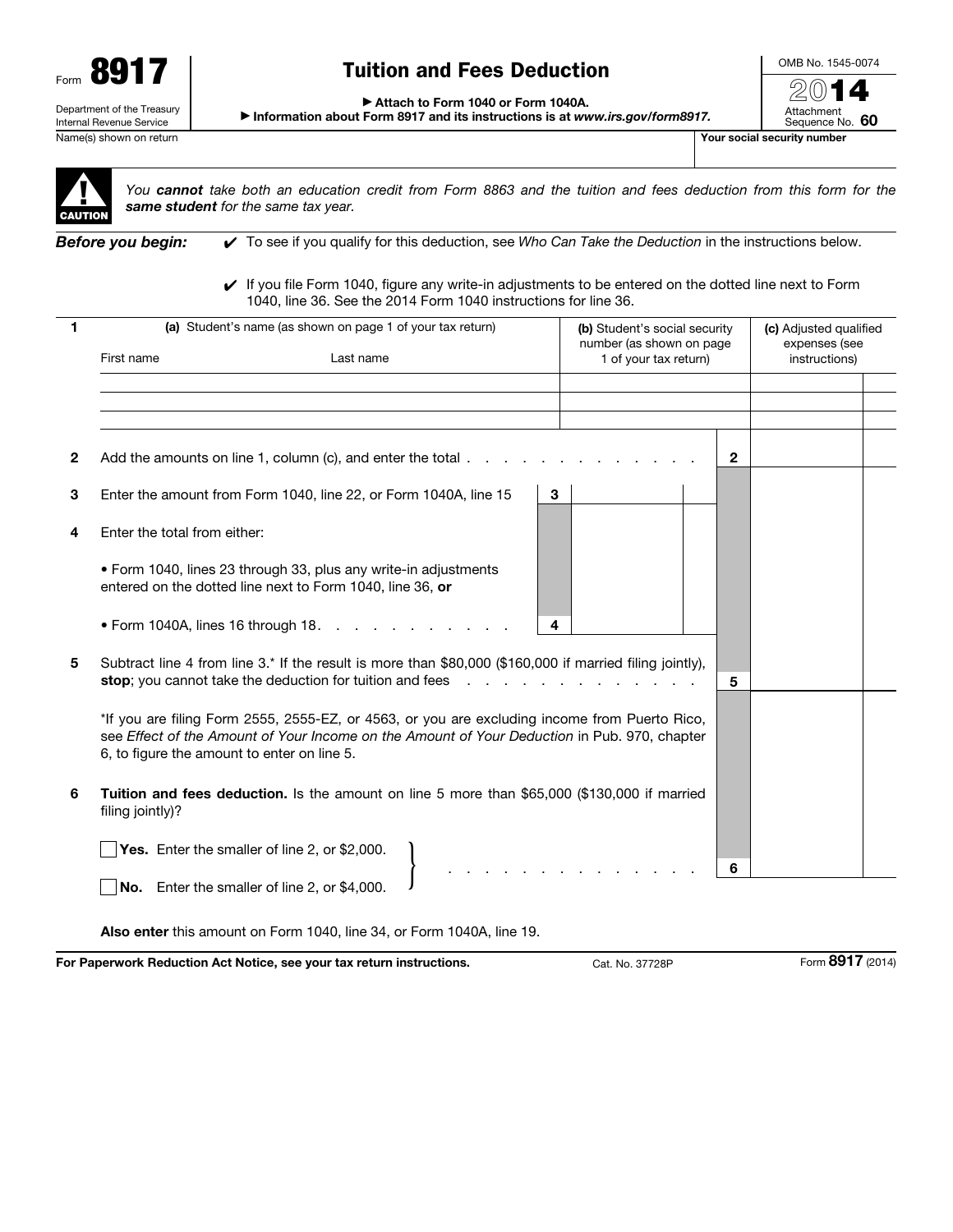Form **8917**

Department of the Treasury
Internal Revenue Service

# Tuition and Fees Deduction

▶ Attach to Form 1040 or Form 1040A.
▶ Information about Form 8917 and its instructions is at *www.irs.gov/form8917.*

OMB No. 1545-0074

2014

Attachment Sequence No. **60**

Name(s) shown on return | Your social security number

**CAUTION** *You* ***cannot*** *take both an education credit from Form 8863 and the tuition and fees deduction from this form for the* ***same student*** *for the same tax year.*

***Before you begin:***

✔ To see if you qualify for this deduction, see *Who Can Take the Deduction* in the instructions below.

✔ If you file Form 1040, figure any write-in adjustments to be entered on the dotted line next to Form 1040, line 36. See the 2014 Form 1040 instructions for line 36.

| 1 | **(a)** Student's name (as shown on page 1 of your tax return) | | **(b)** Student's social security number (as shown on page 1 of your tax return) | **(c)** Adjusted qualified expenses (see instructions) |
|---|---|---|---|---|
| | First name | Last name | | |
| | | | | |
| | | | | |
| | | | | |

**2** Add the amounts on line 1, column (c), and enter the total . . . . . . . . . . . . . . . **2**

**3** Enter the amount from Form 1040, line 22, or Form 1040A, line 15 **3**

**4** Enter the total from either:

• Form 1040, lines 23 through 33, plus any write-in adjustments entered on the dotted line next to Form 1040, line 36, **or**

• Form 1040A, lines 16 through 18. . . . . . . . . . . . **4**

**5** Subtract line 4 from line 3.* If the result is more than $80,000 ($160,000 if married filing jointly), **stop**; you cannot take the deduction for tuition and fees . . . . . . . . . . . . . . . **5**

*If you are filing Form 2555, 2555-EZ, or 4563, or you are excluding income from Puerto Rico, see *Effect of the Amount of Your Income on the Amount of Your Deduction* in Pub. 970, chapter 6, to figure the amount to enter on line 5.

**6** **Tuition and fees deduction.** Is the amount on line 5 more than $65,000 ($130,000 if married filing jointly)?

☐ **Yes.** Enter the smaller of line 2, or $2,000.

☐ **No.** Enter the smaller of line 2, or $4,000. . . . . . . . . . . . . . . . **6**

**Also enter** this amount on Form 1040, line 34, or Form 1040A, line 19.

**For Paperwork Reduction Act Notice, see your tax return instructions.** Cat. No. 37728P Form **8917** (2014)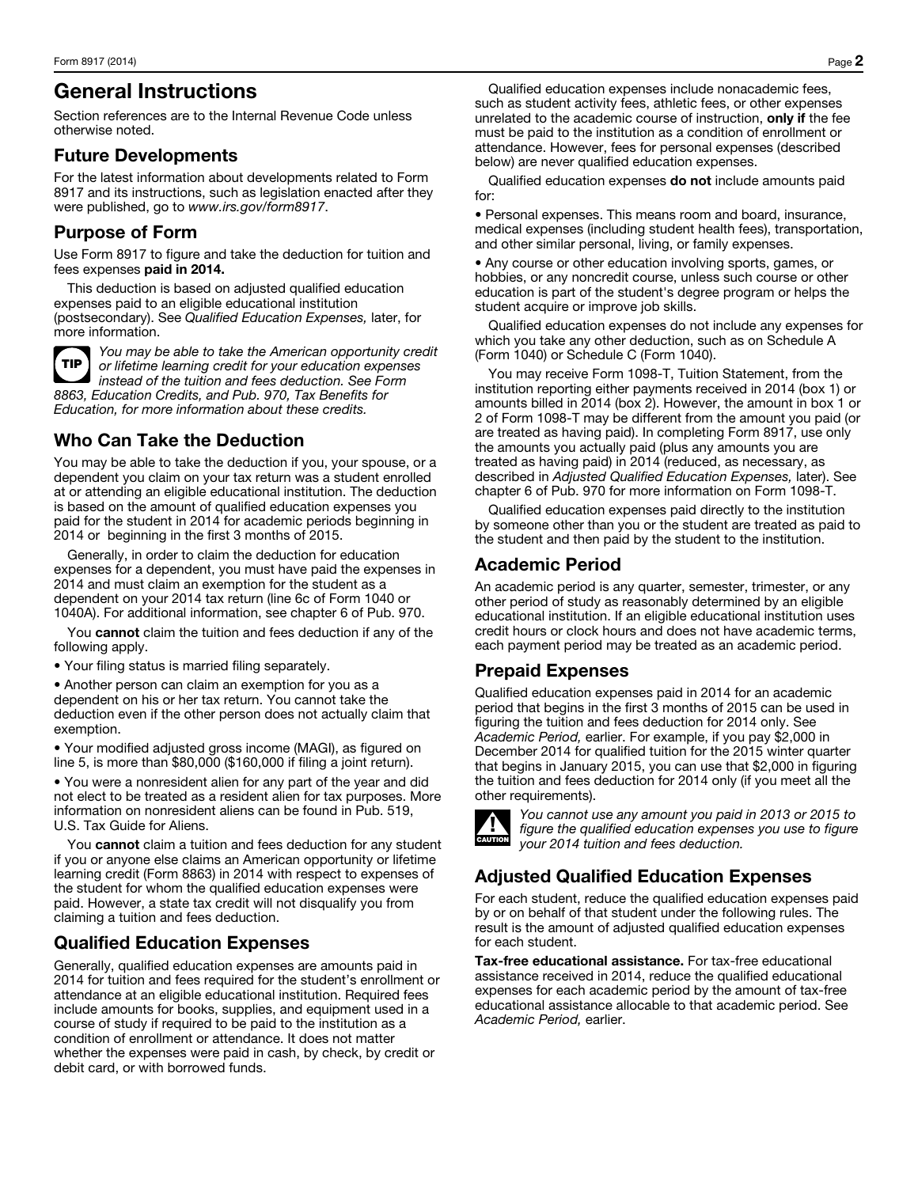# General Instructions

Section references are to the Internal Revenue Code unless otherwise noted.

## Future Developments

For the latest information about developments related to Form 8917 and its instructions, such as legislation enacted after they were published, go to *www.irs.gov/form8917*.

## Purpose of Form

Use Form 8917 to figure and take the deduction for tuition and fees expenses **paid in 2014.**

This deduction is based on adjusted qualified education expenses paid to an eligible educational institution (postsecondary). See *Qualified Education Expenses,* later, for more information.

**TIP** *You may be able to take the American opportunity credit or lifetime learning credit for your education expenses instead of the tuition and fees deduction. See Form 8863, Education Credits, and Pub. 970, Tax Benefits for Education, for more information about these credits.*

## Who Can Take the Deduction

You may be able to take the deduction if you, your spouse, or a dependent you claim on your tax return was a student enrolled at or attending an eligible educational institution. The deduction is based on the amount of qualified education expenses you paid for the student in 2014 for academic periods beginning in 2014 or beginning in the first 3 months of 2015.

Generally, in order to claim the deduction for education expenses for a dependent, you must have paid the expenses in 2014 and must claim an exemption for the student as a dependent on your 2014 tax return (line 6c of Form 1040 or 1040A). For additional information, see chapter 6 of Pub. 970.

You **cannot** claim the tuition and fees deduction if any of the following apply.

- Your filing status is married filing separately.
- Another person can claim an exemption for you as a dependent on his or her tax return. You cannot take the deduction even if the other person does not actually claim that exemption.
- Your modified adjusted gross income (MAGI), as figured on line 5, is more than $80,000 ($160,000 if filing a joint return).
- You were a nonresident alien for any part of the year and did not elect to be treated as a resident alien for tax purposes. More information on nonresident aliens can be found in Pub. 519, U.S. Tax Guide for Aliens.

You **cannot** claim a tuition and fees deduction for any student if you or anyone else claims an American opportunity or lifetime learning credit (Form 8863) in 2014 with respect to expenses of the student for whom the qualified education expenses were paid. However, a state tax credit will not disqualify you from claiming a tuition and fees deduction.

## Qualified Education Expenses

Generally, qualified education expenses are amounts paid in 2014 for tuition and fees required for the student's enrollment or attendance at an eligible educational institution. Required fees include amounts for books, supplies, and equipment used in a course of study if required to be paid to the institution as a condition of enrollment or attendance. It does not matter whether the expenses were paid in cash, by check, by credit or debit card, or with borrowed funds.

Qualified education expenses include nonacademic fees, such as student activity fees, athletic fees, or other expenses unrelated to the academic course of instruction, **only if** the fee must be paid to the institution as a condition of enrollment or attendance. However, fees for personal expenses (described below) are never qualified education expenses.

Qualified education expenses **do not** include amounts paid for:

- Personal expenses. This means room and board, insurance, medical expenses (including student health fees), transportation, and other similar personal, living, or family expenses.
- Any course or other education involving sports, games, or hobbies, or any noncredit course, unless such course or other education is part of the student's degree program or helps the student acquire or improve job skills.

Qualified education expenses do not include any expenses for which you take any other deduction, such as on Schedule A (Form 1040) or Schedule C (Form 1040).

You may receive Form 1098-T, Tuition Statement, from the institution reporting either payments received in 2014 (box 1) or amounts billed in 2014 (box 2). However, the amount in box 1 or 2 of Form 1098-T may be different from the amount you paid (or are treated as having paid). In completing Form 8917, use only the amounts you actually paid (plus any amounts you are treated as having paid) in 2014 (reduced, as necessary, as described in *Adjusted Qualified Education Expenses,* later). See chapter 6 of Pub. 970 for more information on Form 1098-T.

Qualified education expenses paid directly to the institution by someone other than you or the student are treated as paid to the student and then paid by the student to the institution.

## Academic Period

An academic period is any quarter, semester, trimester, or any other period of study as reasonably determined by an eligible educational institution. If an eligible educational institution uses credit hours or clock hours and does not have academic terms, each payment period may be treated as an academic period.

## Prepaid Expenses

Qualified education expenses paid in 2014 for an academic period that begins in the first 3 months of 2015 can be used in figuring the tuition and fees deduction for 2014 only. See *Academic Period,* earlier. For example, if you pay $2,000 in December 2014 for qualified tuition for the 2015 winter quarter that begins in January 2015, you can use that $2,000 in figuring the tuition and fees deduction for 2014 only (if you meet all the other requirements).

**CAUTION** *You cannot use any amount you paid in 2013 or 2015 to figure the qualified education expenses you use to figure your 2014 tuition and fees deduction.*

## Adjusted Qualified Education Expenses

For each student, reduce the qualified education expenses paid by or on behalf of that student under the following rules. The result is the amount of adjusted qualified education expenses for each student.

**Tax-free educational assistance.** For tax-free educational assistance received in 2014, reduce the qualified educational expenses for each academic period by the amount of tax-free educational assistance allocable to that academic period. See *Academic Period,* earlier.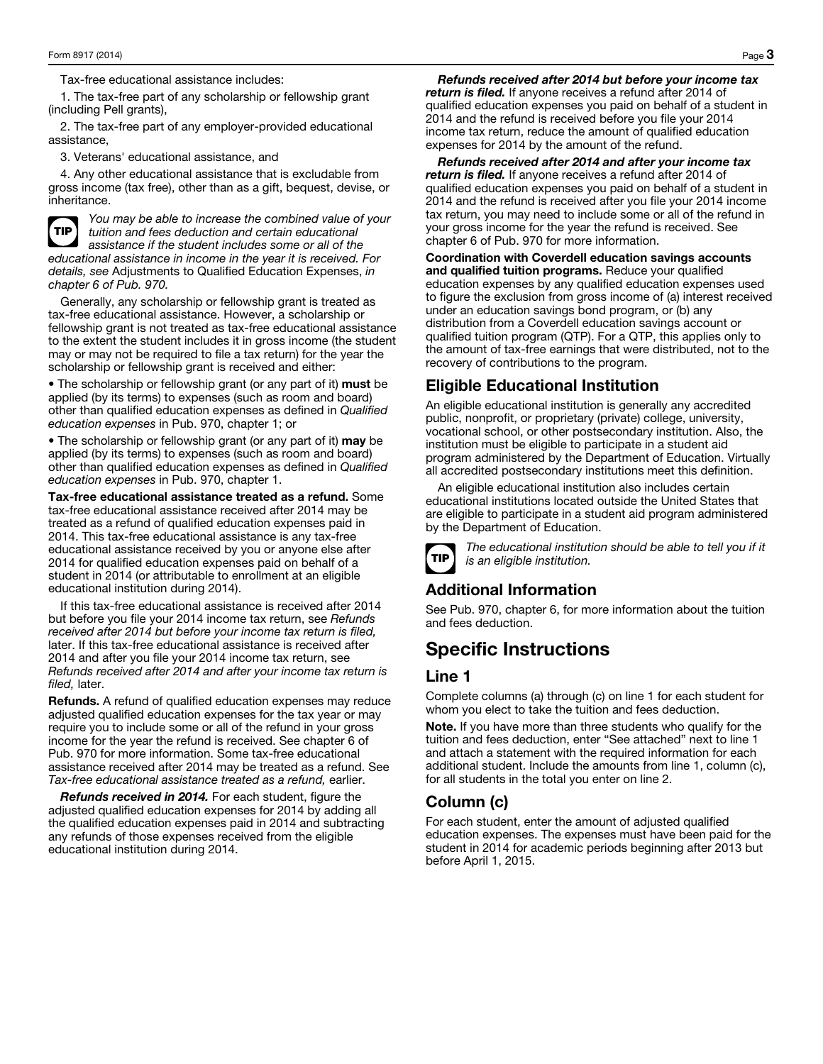Tax-free educational assistance includes:

1. The tax-free part of any scholarship or fellowship grant (including Pell grants),

2. The tax-free part of any employer-provided educational assistance,

3. Veterans' educational assistance, and

4. Any other educational assistance that is excludable from gross income (tax free), other than as a gift, bequest, devise, or inheritance.

**TIP** *You may be able to increase the combined value of your tuition and fees deduction and certain educational assistance if the student includes some or all of the educational assistance in income in the year it is received. For details, see* Adjustments to Qualified Education Expenses, *in chapter 6 of Pub. 970.*

Generally, any scholarship or fellowship grant is treated as tax-free educational assistance. However, a scholarship or fellowship grant is not treated as tax-free educational assistance to the extent the student includes it in gross income (the student may or may not be required to file a tax return) for the year the scholarship or fellowship grant is received and either:

- The scholarship or fellowship grant (or any part of it) **must** be applied (by its terms) to expenses (such as room and board) other than qualified education expenses as defined in *Qualified education expenses* in Pub. 970, chapter 1; or
- The scholarship or fellowship grant (or any part of it) **may** be applied (by its terms) to expenses (such as room and board) other than qualified education expenses as defined in *Qualified education expenses* in Pub. 970, chapter 1.

**Tax-free educational assistance treated as a refund.** Some tax-free educational assistance received after 2014 may be treated as a refund of qualified education expenses paid in 2014. This tax-free educational assistance is any tax-free educational assistance received by you or anyone else after 2014 for qualified education expenses paid on behalf of a student in 2014 (or attributable to enrollment at an eligible educational institution during 2014).

If this tax-free educational assistance is received after 2014 but before you file your 2014 income tax return, see *Refunds received after 2014 but before your income tax return is filed,* later. If this tax-free educational assistance is received after 2014 and after you file your 2014 income tax return, see *Refunds received after 2014 and after your income tax return is filed,* later.

**Refunds.** A refund of qualified education expenses may reduce adjusted qualified education expenses for the tax year or may require you to include some or all of the refund in your gross income for the year the refund is received. See chapter 6 of Pub. 970 for more information. Some tax-free educational assistance received after 2014 may be treated as a refund. See *Tax-free educational assistance treated as a refund,* earlier.

***Refunds received in 2014.*** For each student, figure the adjusted qualified education expenses for 2014 by adding all the qualified education expenses paid in 2014 and subtracting any refunds of those expenses received from the eligible educational institution during 2014.

***Refunds received after 2014 but before your income tax return is filed.*** If anyone receives a refund after 2014 of qualified education expenses you paid on behalf of a student in 2014 and the refund is received before you file your 2014 income tax return, reduce the amount of qualified education expenses for 2014 by the amount of the refund.

***Refunds received after 2014 and after your income tax return is filed.*** If anyone receives a refund after 2014 of qualified education expenses you paid on behalf of a student in 2014 and the refund is received after you file your 2014 income tax return, you may need to include some or all of the refund in your gross income for the year the refund is received. See chapter 6 of Pub. 970 for more information.

**Coordination with Coverdell education savings accounts and qualified tuition programs.** Reduce your qualified education expenses by any qualified education expenses used to figure the exclusion from gross income of (a) interest received under an education savings bond program, or (b) any distribution from a Coverdell education savings account or qualified tuition program (QTP). For a QTP, this applies only to the amount of tax-free earnings that were distributed, not to the recovery of contributions to the program.

## Eligible Educational Institution

An eligible educational institution is generally any accredited public, nonprofit, or proprietary (private) college, university, vocational school, or other postsecondary institution. Also, the institution must be eligible to participate in a student aid program administered by the Department of Education. Virtually all accredited postsecondary institutions meet this definition.

An eligible educational institution also includes certain educational institutions located outside the United States that are eligible to participate in a student aid program administered by the Department of Education.

**TIP** *The educational institution should be able to tell you if it is an eligible institution.*

## Additional Information

See Pub. 970, chapter 6, for more information about the tuition and fees deduction.

# Specific Instructions

## Line 1

Complete columns (a) through (c) on line 1 for each student for whom you elect to take the tuition and fees deduction.

**Note.** If you have more than three students who qualify for the tuition and fees deduction, enter "See attached" next to line 1 and attach a statement with the required information for each additional student. Include the amounts from line 1, column (c), for all students in the total you enter on line 2.

## Column (c)

For each student, enter the amount of adjusted qualified education expenses. The expenses must have been paid for the student in 2014 for academic periods beginning after 2013 but before April 1, 2015.